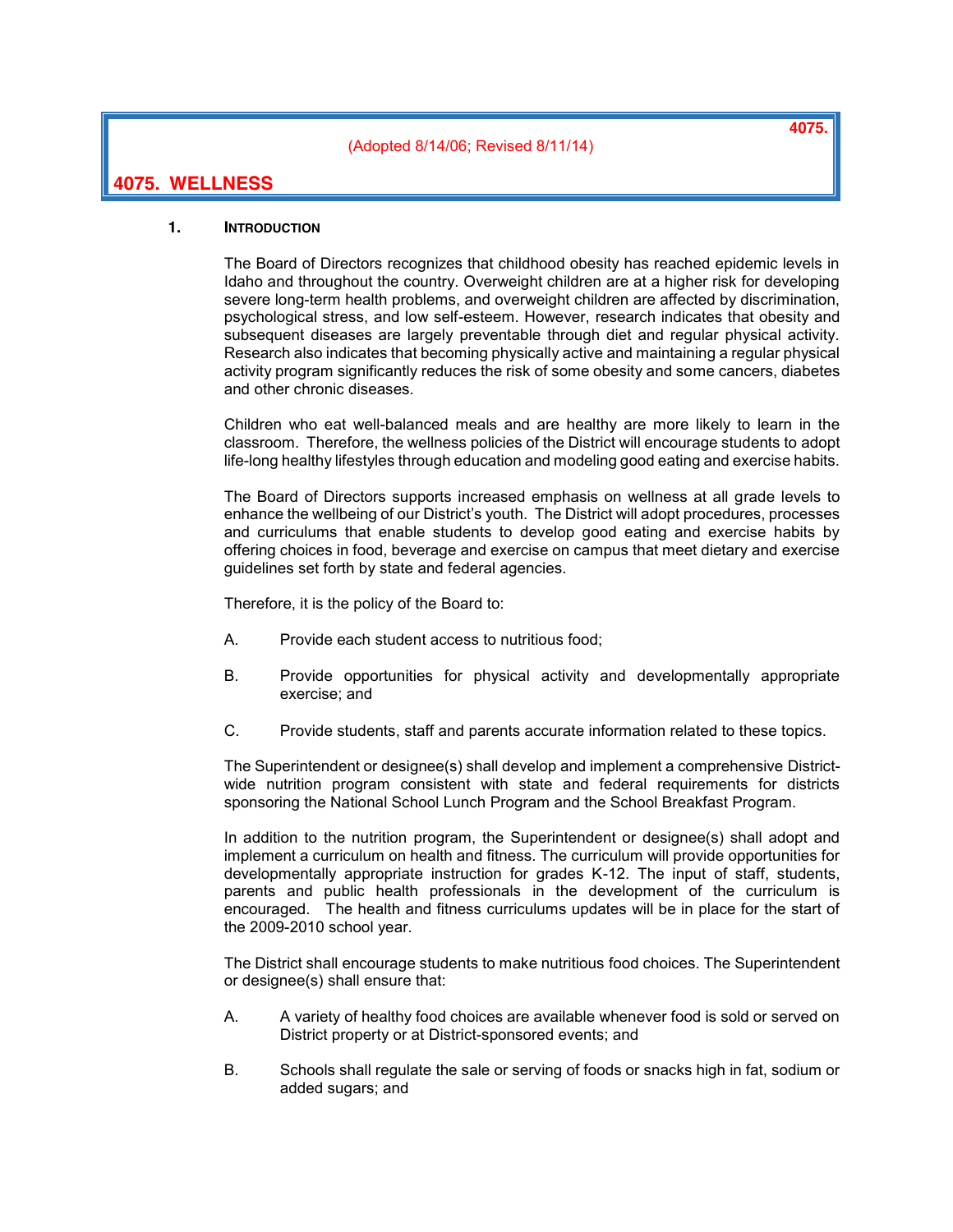(Adopted 8/14/06; Revised 8/11/14)

# 4075. WELLNESS

## 1. Introduction

The Board of Directors recognizes that childhood obesity has reached epidemic levels in Idaho and throughout the country. Overweight children are at a higher risk for developing severe long-term health problems, and overweight children are affected by discrimination, psychological stress, and low self-esteem. However, research indicates that obesity and subsequent diseases are largely preventable through diet and regular physical activity. Research also indicates that becoming physically active and maintaining a regular physical activity program significantly reduces the risk of some obesity and some cancers, diabetes and other chronic diseases.

Children who eat well-balanced meals and are healthy are more likely to learn in the classroom. Therefore, the wellness policies of the District will encourage students to adopt life-long healthy lifestyles through education and modeling good eating and exercise habits.

The Board of Directors supports increased emphasis on wellness at all grade levels to enhance the wellbeing of our District's youth. The District will adopt procedures, processes and curriculums that enable students to develop good eating and exercise habits by offering choices in food, beverage and exercise on campus that meet dietary and exercise guidelines set forth by state and federal agencies.

Therefore, it is the policy of the Board to:

A. Provide each student access to nutritious food;

B. Provide opportunities for physical activity and developmentally appropriate exercise; and

C. Provide students, staff and parents accurate information related to these topics.

The Superintendent or designee(s) shall develop and implement a comprehensive District-wide nutrition program consistent with state and federal requirements for districts sponsoring the National School Lunch Program and the School Breakfast Program.

In addition to the nutrition program, the Superintendent or designee(s) shall adopt and implement a curriculum on health and fitness. The curriculum will provide opportunities for developmentally appropriate instruction for grades K-12. The input of staff, students, parents and public health professionals in the development of the curriculum is encouraged. The health and fitness curriculums updates will be in place for the start of the 2009-2010 school year.

The District shall encourage students to make nutritious food choices. The Superintendent or designee(s) shall ensure that:

A. A variety of healthy food choices are available whenever food is sold or served on District property or at District-sponsored events; and

B. Schools shall regulate the sale or serving of foods or snacks high in fat, sodium or added sugars; and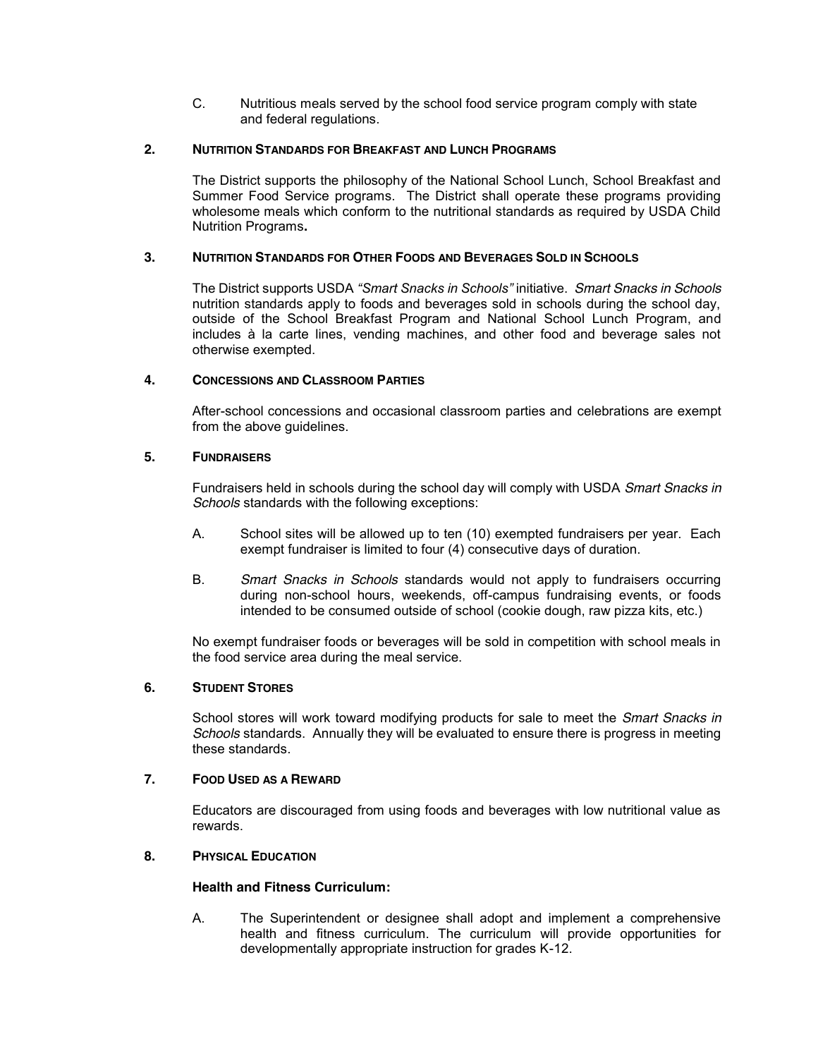C. Nutritious meals served by the school food service program comply with state and federal regulations.

## 2. Nutrition Standards for Breakfast and Lunch Programs

The District supports the philosophy of the National School Lunch, School Breakfast and Summer Food Service programs. The District shall operate these programs providing wholesome meals which conform to the nutritional standards as required by USDA Child Nutrition Programs**.**

## 3. Nutrition Standards for Other Foods and Beverages Sold in Schools

The District supports USDA *"Smart Snacks in Schools"* initiative. *Smart Snacks in Schools* nutrition standards apply to foods and beverages sold in schools during the school day, outside of the School Breakfast Program and National School Lunch Program, and includes à la carte lines, vending machines, and other food and beverage sales not otherwise exempted.

## 4. Concessions and Classroom Parties

After-school concessions and occasional classroom parties and celebrations are exempt from the above guidelines.

## 5. Fundraisers

Fundraisers held in schools during the school day will comply with USDA *Smart Snacks in Schools* standards with the following exceptions:

A. School sites will be allowed up to ten (10) exempted fundraisers per year. Each exempt fundraiser is limited to four (4) consecutive days of duration.

B. *Smart Snacks in Schools* standards would not apply to fundraisers occurring during non-school hours, weekends, off-campus fundraising events, or foods intended to be consumed outside of school (cookie dough, raw pizza kits, etc.)

No exempt fundraiser foods or beverages will be sold in competition with school meals in the food service area during the meal service.

## 6. Student Stores

School stores will work toward modifying products for sale to meet the *Smart Snacks in Schools* standards. Annually they will be evaluated to ensure there is progress in meeting these standards.

## 7. Food Used as a Reward

Educators are discouraged from using foods and beverages with low nutritional value as rewards.

## 8. Physical Education

**Health and Fitness Curriculum:**

A. The Superintendent or designee shall adopt and implement a comprehensive health and fitness curriculum. The curriculum will provide opportunities for developmentally appropriate instruction for grades K-12.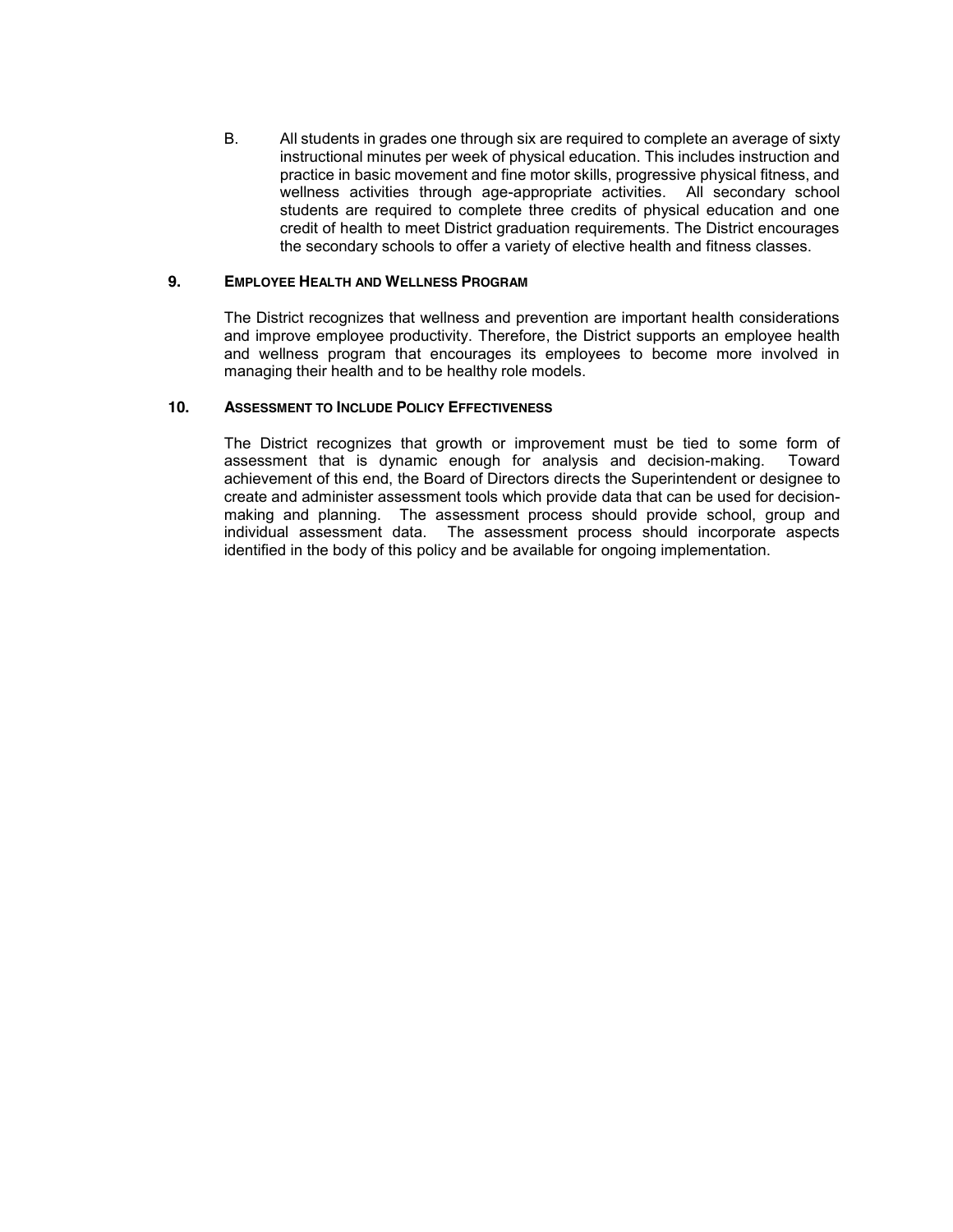B. All students in grades one through six are required to complete an average of sixty instructional minutes per week of physical education. This includes instruction and practice in basic movement and fine motor skills, progressive physical fitness, and wellness activities through age-appropriate activities. All secondary school students are required to complete three credits of physical education and one credit of health to meet District graduation requirements. The District encourages the secondary schools to offer a variety of elective health and fitness classes.

## 9. Employee Health and Wellness Program

The District recognizes that wellness and prevention are important health considerations and improve employee productivity. Therefore, the District supports an employee health and wellness program that encourages its employees to become more involved in managing their health and to be healthy role models.

## 10. Assessment to Include Policy Effectiveness

The District recognizes that growth or improvement must be tied to some form of assessment that is dynamic enough for analysis and decision-making. Toward achievement of this end, the Board of Directors directs the Superintendent or designee to create and administer assessment tools which provide data that can be used for decision-making and planning. The assessment process should provide school, group and individual assessment data. The assessment process should incorporate aspects identified in the body of this policy and be available for ongoing implementation.